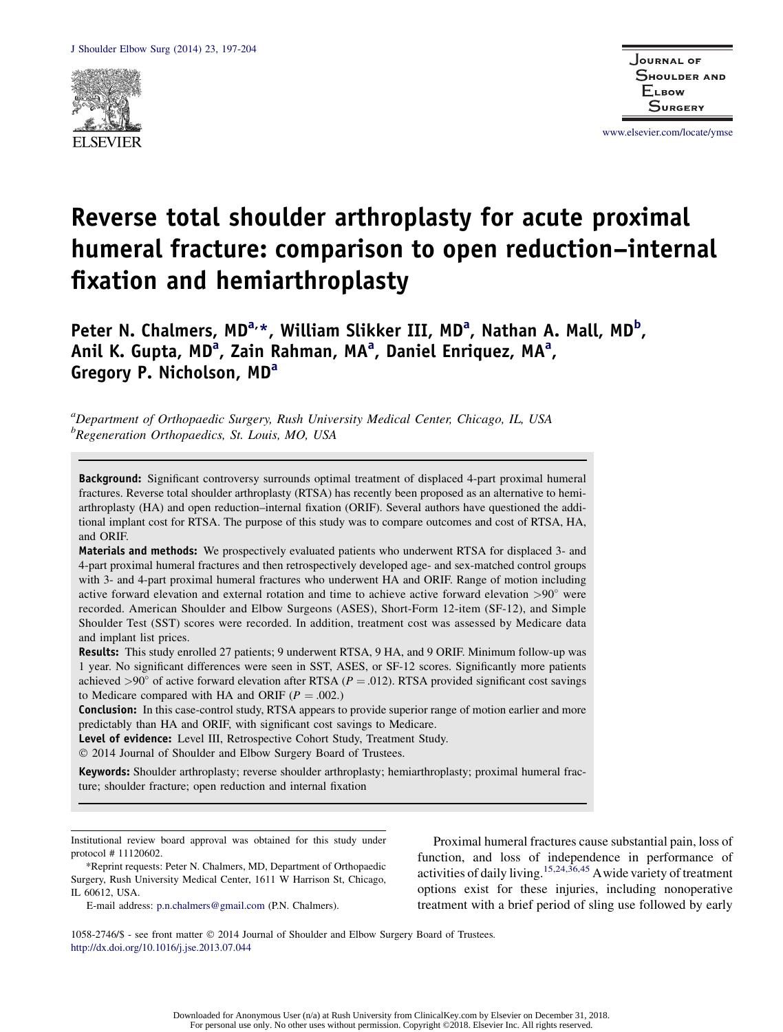# Reverse total shoulder arthroplasty for acute proximal humeral fracture: comparison to open reduction–internal fixation and hemiarthroplasty

**Peter N. Chalmers, MD[a,*], William Slikker III, MD[a], Nathan A. Mall, MD[b], Anil K. Gupta, MD[a], Zain Rahman, MA[a], Daniel Enriquez, MA[a], Gregory P. Nicholson, MD[a]**

[a]*Department of Orthopaedic Surgery, Rush University Medical Center, Chicago, IL, USA*
[b]*Regeneration Orthopaedics, St. Louis, MO, USA*

**Background:** Significant controversy surrounds optimal treatment of displaced 4-part proximal humeral fractures. Reverse total shoulder arthroplasty (RTSA) has recently been proposed as an alternative to hemiarthroplasty (HA) and open reduction–internal fixation (ORIF). Several authors have questioned the additional implant cost for RTSA. The purpose of this study was to compare outcomes and cost of RTSA, HA, and ORIF.

**Materials and methods:** We prospectively evaluated patients who underwent RTSA for displaced 3- and 4-part proximal humeral fractures and then retrospectively developed age- and sex-matched control groups with 3- and 4-part proximal humeral fractures who underwent HA and ORIF. Range of motion including active forward elevation and external rotation and time to achieve active forward elevation $>90°$ were recorded. American Shoulder and Elbow Surgeons (ASES), Short-Form 12-item (SF-12), and Simple Shoulder Test (SST) scores were recorded. In addition, treatment cost was assessed by Medicare data and implant list prices.

**Results:** This study enrolled 27 patients; 9 underwent RTSA, 9 HA, and 9 ORIF. Minimum follow-up was 1 year. No significant differences were seen in SST, ASES, or SF-12 scores. Significantly more patients achieved $>90°$ of active forward elevation after RTSA ($P = .012$). RTSA provided significant cost savings to Medicare compared with HA and ORIF ($P = .002$.)

**Conclusion:** In this case-control study, RTSA appears to provide superior range of motion earlier and more predictably than HA and ORIF, with significant cost savings to Medicare.

**Level of evidence:** Level III, Retrospective Cohort Study, Treatment Study.

© 2014 Journal of Shoulder and Elbow Surgery Board of Trustees.

**Keywords:** Shoulder arthroplasty; reverse shoulder arthroplasty; hemiarthroplasty; proximal humeral fracture; shoulder fracture; open reduction and internal fixation

Institutional review board approval was obtained for this study under protocol # 11120602.

*Reprint requests: Peter N. Chalmers, MD, Department of Orthopaedic Surgery, Rush University Medical Center, 1611 W Harrison St, Chicago, IL 60612, USA.

E-mail address: p.n.chalmers@gmail.com (P.N. Chalmers).

1058-2746/$ - see front matter © 2014 Journal of Shoulder and Elbow Surgery Board of Trustees.
http://dx.doi.org/10.1016/j.jse.2013.07.044

Proximal humeral fractures cause substantial pain, loss of function, and loss of independence in performance of activities of daily living.[15,24,36,45] A wide variety of treatment options exist for these injuries, including nonoperative treatment with a brief period of sling use followed by early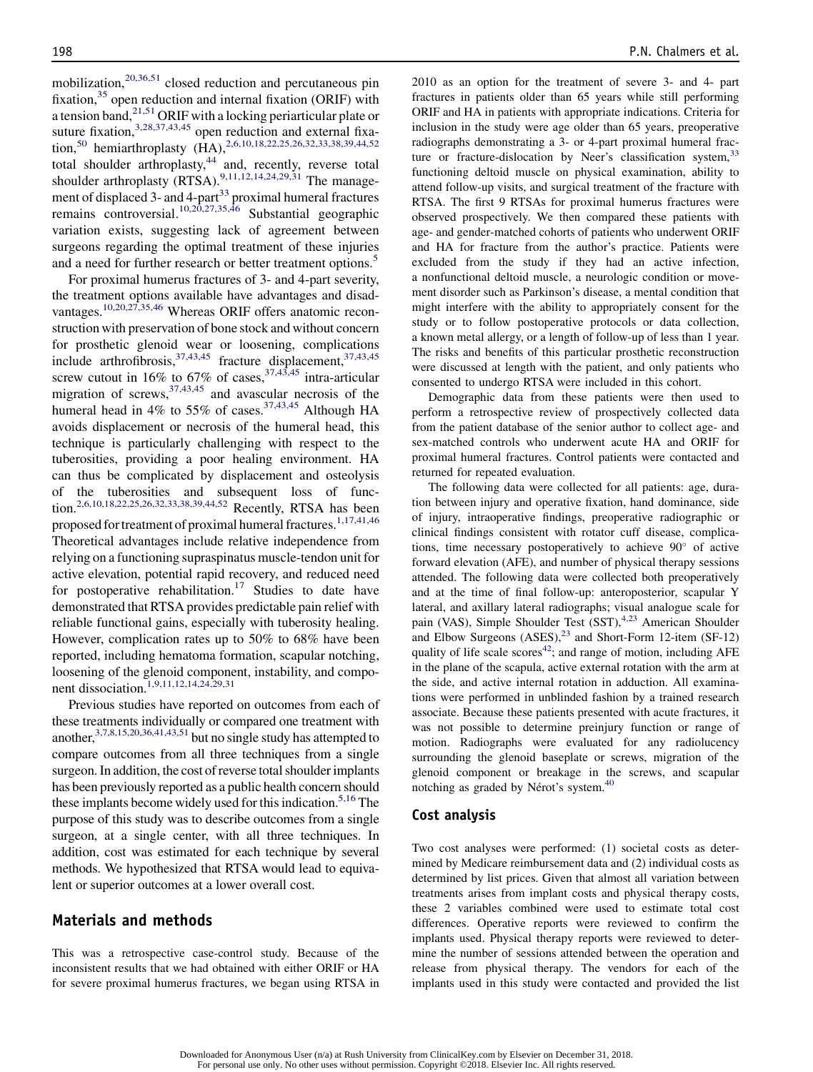mobilization,[20,36,51] closed reduction and percutaneous pin fixation,[35] open reduction and internal fixation (ORIF) with a tension band,[21,51] ORIF with a locking periarticular plate or suture fixation,[3,28,37,43,45] open reduction and external fixation,[50] hemiarthroplasty (HA),[2,6,10,18,22,25,26,32,33,38,39,44,52] total shoulder arthroplasty,[44] and, recently, reverse total shoulder arthroplasty (RTSA).[9,11,12,14,24,29,31] The management of displaced 3- and 4-part[33] proximal humeral fractures remains controversial.[10,20,27,35,46] Substantial geographic variation exists, suggesting lack of agreement between surgeons regarding the optimal treatment of these injuries and a need for further research or better treatment options.[5]

For proximal humerus fractures of 3- and 4-part severity, the treatment options available have advantages and disadvantages.[10,20,27,35,46] Whereas ORIF offers anatomic reconstruction with preservation of bone stock and without concern for prosthetic glenoid wear or loosening, complications include arthrofibrosis,[37,43,45] fracture displacement,[37,43,45] screw cutout in 16% to 67% of cases,[37,43,45] intra-articular migration of screws,[37,43,45] and avascular necrosis of the humeral head in 4% to 55% of cases.[37,43,45] Although HA avoids displacement or necrosis of the humeral head, this technique is particularly challenging with respect to the tuberosities, providing a poor healing environment. HA can thus be complicated by displacement and osteolysis of the tuberosities and subsequent loss of function.[2,6,10,18,22,25,26,32,33,38,39,44,52] Recently, RTSA has been proposed for treatment of proximal humeral fractures.[1,17,41,46] Theoretical advantages include relative independence from relying on a functioning supraspinatus muscle-tendon unit for active elevation, potential rapid recovery, and reduced need for postoperative rehabilitation.[17] Studies to date have demonstrated that RTSA provides predictable pain relief with reliable functional gains, especially with tuberosity healing. However, complication rates up to 50% to 68% have been reported, including hematoma formation, scapular notching, loosening of the glenoid component, instability, and component dissociation.[1,9,11,12,14,24,29,31]

Previous studies have reported on outcomes from each of these treatments individually or compared one treatment with another,[3,7,8,15,20,36,41,43,51] but no single study has attempted to compare outcomes from all three techniques from a single surgeon. In addition, the cost of reverse total shoulder implants has been previously reported as a public health concern should these implants become widely used for this indication.[5,16] The purpose of this study was to describe outcomes from a single surgeon, at a single center, with all three techniques. In addition, cost was estimated for each technique by several methods. We hypothesized that RTSA would lead to equivalent or superior outcomes at a lower overall cost.

## Materials and methods

This was a retrospective case-control study. Because of the inconsistent results that we had obtained with either ORIF or HA for severe proximal humerus fractures, we began using RTSA in 2010 as an option for the treatment of severe 3- and 4- part fractures in patients older than 65 years while still performing ORIF and HA in patients with appropriate indications. Criteria for inclusion in the study were age older than 65 years, preoperative radiographs demonstrating a 3- or 4-part proximal humeral fracture or fracture-dislocation by Neer's classification system,[33] functioning deltoid muscle on physical examination, ability to attend follow-up visits, and surgical treatment of the fracture with RTSA. The first 9 RTSAs for proximal humerus fractures were observed prospectively. We then compared these patients with age- and gender-matched cohorts of patients who underwent ORIF and HA for fracture from the author's practice. Patients were excluded from the study if they had an active infection, a nonfunctional deltoid muscle, a neurologic condition or movement disorder such as Parkinson's disease, a mental condition that might interfere with the ability to appropriately consent for the study or to follow postoperative protocols or data collection, a known metal allergy, or a length of follow-up of less than 1 year. The risks and benefits of this particular prosthetic reconstruction were discussed at length with the patient, and only patients who consented to undergo RTSA were included in this cohort.

Demographic data from these patients were then used to perform a retrospective review of prospectively collected data from the patient database of the senior author to collect age- and sex-matched controls who underwent acute HA and ORIF for proximal humeral fractures. Control patients were contacted and returned for repeated evaluation.

The following data were collected for all patients: age, duration between injury and operative fixation, hand dominance, side of injury, intraoperative findings, preoperative radiographic or clinical findings consistent with rotator cuff disease, complications, time necessary postoperatively to achieve 90° of active forward elevation (AFE), and number of physical therapy sessions attended. The following data were collected both preoperatively and at the time of final follow-up: anteroposterior, scapular Y lateral, and axillary lateral radiographs; visual analogue scale for pain (VAS), Simple Shoulder Test (SST),[4,23] American Shoulder and Elbow Surgeons (ASES),[23] and Short-Form 12-item (SF-12) quality of life scale scores[42]; and range of motion, including AFE in the plane of the scapula, active external rotation with the arm at the side, and active internal rotation in adduction. All examinations were performed in unblinded fashion by a trained research associate. Because these patients presented with acute fractures, it was not possible to determine preinjury function or range of motion. Radiographs were evaluated for any radiolucency surrounding the glenoid baseplate or screws, migration of the glenoid component or breakage in the screws, and scapular notching as graded by Nérot's system.[40]

### Cost analysis

Two cost analyses were performed: (1) societal costs as determined by Medicare reimbursement data and (2) individual costs as determined by list prices. Given that almost all variation between treatments arises from implant costs and physical therapy costs, these 2 variables combined were used to estimate total cost differences. Operative reports were reviewed to confirm the implants used. Physical therapy reports were reviewed to determine the number of sessions attended between the operation and release from physical therapy. The vendors for each of the implants used in this study were contacted and provided the list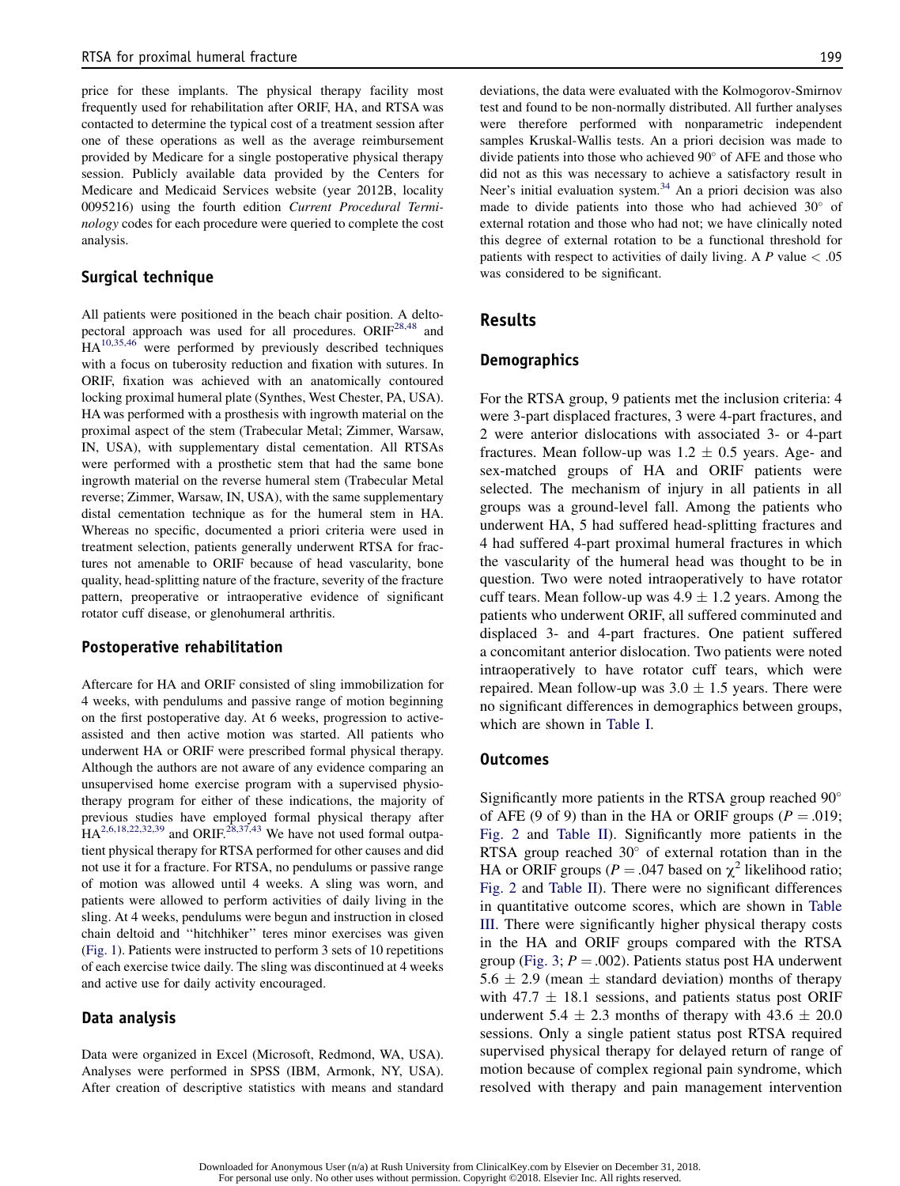price for these implants. The physical therapy facility most frequently used for rehabilitation after ORIF, HA, and RTSA was contacted to determine the typical cost of a treatment session after one of these operations as well as the average reimbursement provided by Medicare for a single postoperative physical therapy session. Publicly available data provided by the Centers for Medicare and Medicaid Services website (year 2012B, locality 0095216) using the fourth edition *Current Procedural Terminology* codes for each procedure were queried to complete the cost analysis.

## Surgical technique

All patients were positioned in the beach chair position. A deltopectoral approach was used for all procedures. ORIF[28,48] and HA[10,35,46] were performed by previously described techniques with a focus on tuberosity reduction and fixation with sutures. In ORIF, fixation was achieved with an anatomically contoured locking proximal humeral plate (Synthes, West Chester, PA, USA). HA was performed with a prosthesis with ingrowth material on the proximal aspect of the stem (Trabecular Metal; Zimmer, Warsaw, IN, USA), with supplementary distal cementation. All RTSAs were performed with a prosthetic stem that had the same bone ingrowth material on the reverse humeral stem (Trabecular Metal reverse; Zimmer, Warsaw, IN, USA), with the same supplementary distal cementation technique as for the humeral stem in HA. Whereas no specific, documented a priori criteria were used in treatment selection, patients generally underwent RTSA for fractures not amenable to ORIF because of head vascularity, bone quality, head-splitting nature of the fracture, severity of the fracture pattern, preoperative or intraoperative evidence of significant rotator cuff disease, or glenohumeral arthritis.

## Postoperative rehabilitation

Aftercare for HA and ORIF consisted of sling immobilization for 4 weeks, with pendulums and passive range of motion beginning on the first postoperative day. At 6 weeks, progression to active-assisted and then active motion was started. All patients who underwent HA or ORIF were prescribed formal physical therapy. Although the authors are not aware of any evidence comparing an unsupervised home exercise program with a supervised physiotherapy program for either of these indications, the majority of previous studies have employed formal physical therapy after HA[2,6,18,22,32,39] and ORIF.[28,37,43] We have not used formal outpatient physical therapy for RTSA performed for other causes and did not use it for a fracture. For RTSA, no pendulums or passive range of motion was allowed until 4 weeks. A sling was worn, and patients were allowed to perform activities of daily living in the sling. At 4 weeks, pendulums were begun and instruction in closed chain deltoid and "hitchhiker" teres minor exercises was given (Fig. 1). Patients were instructed to perform 3 sets of 10 repetitions of each exercise twice daily. The sling was discontinued at 4 weeks and active use for daily activity encouraged.

## Data analysis

Data were organized in Excel (Microsoft, Redmond, WA, USA). Analyses were performed in SPSS (IBM, Armonk, NY, USA). After creation of descriptive statistics with means and standard deviations, the data were evaluated with the Kolmogorov-Smirnov test and found to be non-normally distributed. All further analyses were therefore performed with nonparametric independent samples Kruskal-Wallis tests. An a priori decision was made to divide patients into those who achieved 90° of AFE and those who did not as this was necessary to achieve a satisfactory result in Neer's initial evaluation system.[34] An a priori decision was also made to divide patients into those who had achieved 30° of external rotation and those who had not; we have clinically noted this degree of external rotation to be a functional threshold for patients with respect to activities of daily living. A $P$ value $< .05$ was considered to be significant.

# Results

## Demographics

For the RTSA group, 9 patients met the inclusion criteria: 4 were 3-part displaced fractures, 3 were 4-part fractures, and 2 were anterior dislocations with associated 3- or 4-part fractures. Mean follow-up was $1.2 \pm 0.5$ years. Age- and sex-matched groups of HA and ORIF patients were selected. The mechanism of injury in all patients in all groups was a ground-level fall. Among the patients who underwent HA, 5 had suffered head-splitting fractures and 4 had suffered 4-part proximal humeral fractures in which the vascularity of the humeral head was thought to be in question. Two were noted intraoperatively to have rotator cuff tears. Mean follow-up was $4.9 \pm 1.2$ years. Among the patients who underwent ORIF, all suffered comminuted and displaced 3- and 4-part fractures. One patient suffered a concomitant anterior dislocation. Two patients were noted intraoperatively to have rotator cuff tears, which were repaired. Mean follow-up was $3.0 \pm 1.5$ years. There were no significant differences in demographics between groups, which are shown in Table I.

## Outcomes

Significantly more patients in the RTSA group reached 90° of AFE (9 of 9) than in the HA or ORIF groups ($P = .019$; Fig. 2 and Table II). Significantly more patients in the RTSA group reached 30° of external rotation than in the HA or ORIF groups ($P = .047$ based on $\chi^2$ likelihood ratio; Fig. 2 and Table II). There were no significant differences in quantitative outcome scores, which are shown in Table III. There were significantly higher physical therapy costs in the HA and ORIF groups compared with the RTSA group (Fig. 3; $P = .002$). Patients status post HA underwent $5.6 \pm 2.9$ (mean $\pm$ standard deviation) months of therapy with $47.7 \pm 18.1$ sessions, and patients status post ORIF underwent $5.4 \pm 2.3$ months of therapy with $43.6 \pm 20.0$ sessions. Only a single patient status post RTSA required supervised physical therapy for delayed return of range of motion because of complex regional pain syndrome, which resolved with therapy and pain management intervention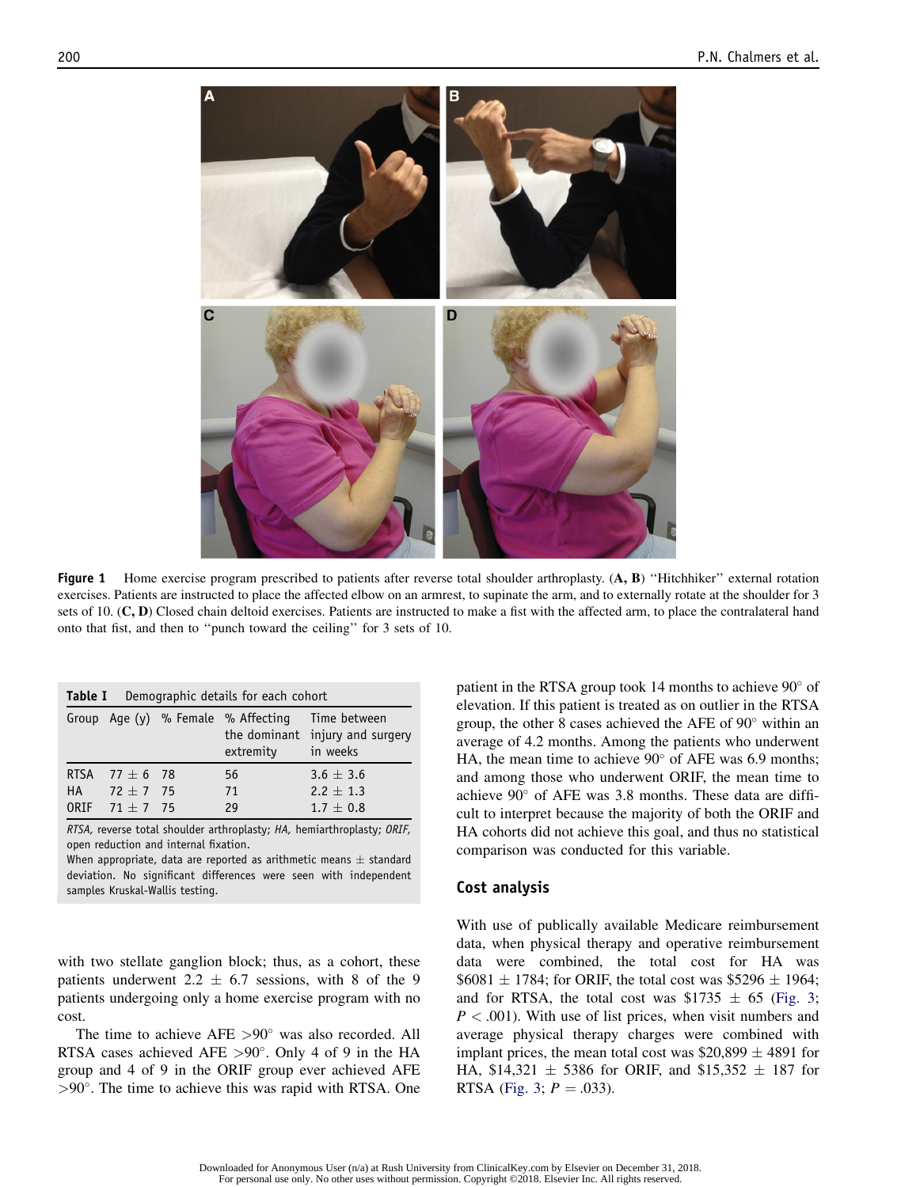**Figure 1** Home exercise program prescribed to patients after reverse total shoulder arthroplasty. (**A, B**) "Hitchhiker" external rotation exercises. Patients are instructed to place the affected elbow on an armrest, to supinate the arm, and to externally rotate at the shoulder for 3 sets of 10. (**C, D**) Closed chain deltoid exercises. Patients are instructed to make a fist with the affected arm, to place the contralateral hand onto that fist, and then to "punch toward the ceiling" for 3 sets of 10.

**Table I** Demographic details for each cohort

| Group | Age (y) | % Female | % Affecting the dominant extremity | Time between injury and surgery in weeks |
|---|---|---|---|---|
| RTSA | 77 ± 6 | 78 | 56 | 3.6 ± 3.6 |
| HA | 72 ± 7 | 75 | 71 | 2.2 ± 1.3 |
| ORIF | 71 ± 7 | 75 | 29 | 1.7 ± 0.8 |

*RTSA,* reverse total shoulder arthroplasty; *HA,* hemiarthroplasty; *ORIF,* open reduction and internal fixation.
When appropriate, data are reported as arithmetic means ± standard deviation. No significant differences were seen with independent samples Kruskal-Wallis testing.

with two stellate ganglion block; thus, as a cohort, these patients underwent 2.2 ± 6.7 sessions, with 8 of the 9 patients undergoing only a home exercise program with no cost.

The time to achieve AFE >90° was also recorded. All RTSA cases achieved AFE >90°. Only 4 of 9 in the HA group and 4 of 9 in the ORIF group ever achieved AFE >90°. The time to achieve this was rapid with RTSA. One patient in the RTSA group took 14 months to achieve 90° of elevation. If this patient is treated as on outlier in the RTSA group, the other 8 cases achieved the AFE of 90° within an average of 4.2 months. Among the patients who underwent HA, the mean time to achieve 90° of AFE was 6.9 months; and among those who underwent ORIF, the mean time to achieve 90° of AFE was 3.8 months. These data are difficult to interpret because the majority of both the ORIF and HA cohorts did not achieve this goal, and thus no statistical comparison was conducted for this variable.

## Cost analysis

With use of publically available Medicare reimbursement data, when physical therapy and operative reimbursement data were combined, the total cost for HA was $6081 ± 1784; for ORIF, the total cost was $5296 ± 1964; and for RTSA, the total cost was $1735 ± 65 (Fig. 3; $P < .001$). With use of list prices, when visit numbers and average physical therapy charges were combined with implant prices, the mean total cost was $20,899 ± 4891 for HA, $14,321 ± 5386 for ORIF, and $15,352 ± 187 for RTSA (Fig. 3; $P = .033$).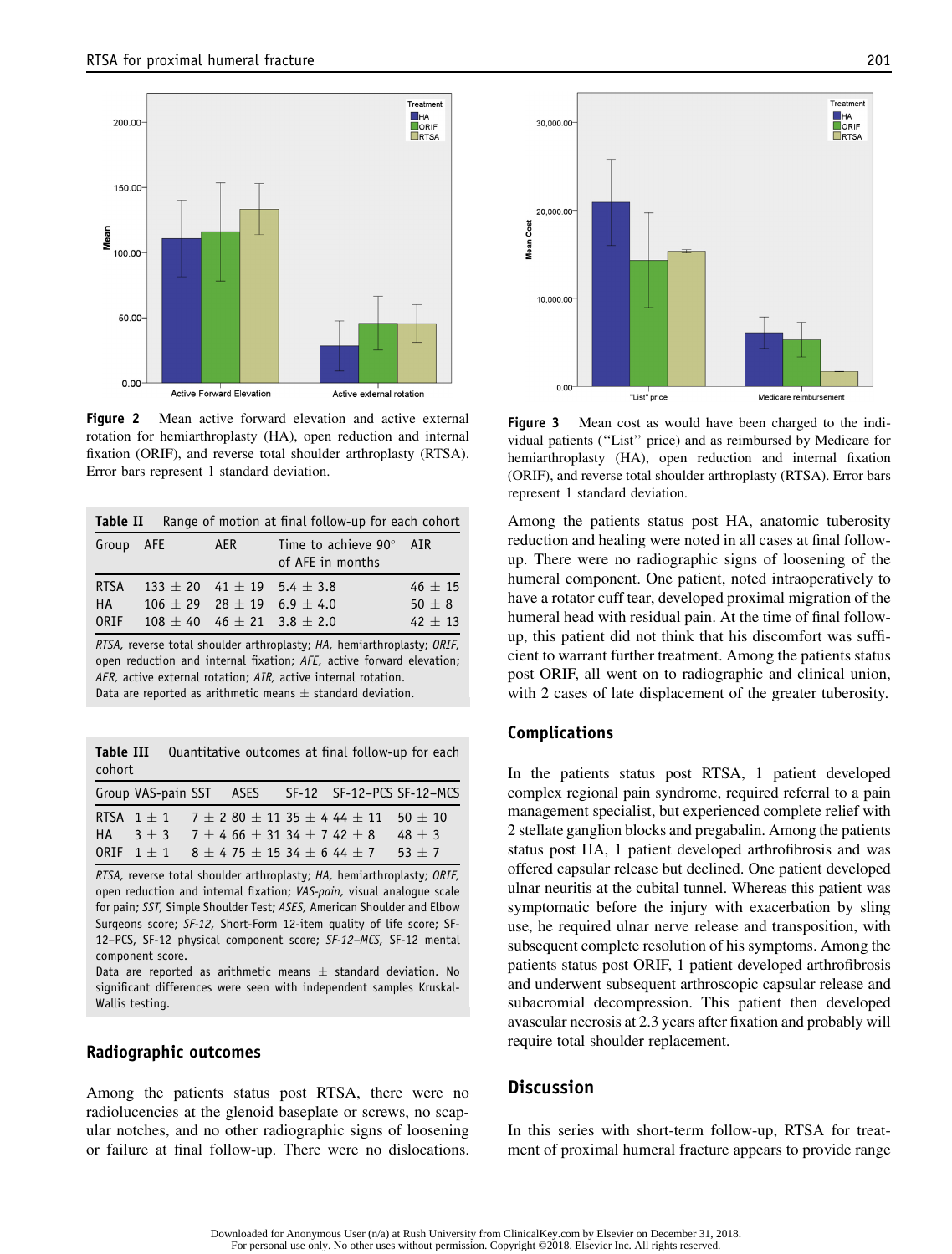**Figure 2** Mean active forward elevation and active external rotation for hemiarthroplasty (HA), open reduction and internal fixation (ORIF), and reverse total shoulder arthroplasty (RTSA). Error bars represent 1 standard deviation.

**Table II** Range of motion at final follow-up for each cohort

| Group | AFE | AER | Time to achieve 90° of AFE in months | AIR |
|---|---|---|---|---|
| RTSA | 133 ± 20 | 41 ± 19 | 5.4 ± 3.8 | 46 ± 15 |
| HA | 106 ± 29 | 28 ± 19 | 6.9 ± 4.0 | 50 ± 8 |
| ORIF | 108 ± 40 | 46 ± 21 | 3.8 ± 2.0 | 42 ± 13 |

*RTSA,* reverse total shoulder arthroplasty; *HA,* hemiarthroplasty; *ORIF,* open reduction and internal fixation; *AFE,* active forward elevation; *AER,* active external rotation; *AIR,* active internal rotation.
Data are reported as arithmetic means ± standard deviation.

**Table III** Quantitative outcomes at final follow-up for each cohort

| Group | VAS-pain | SST | ASES | SF-12 | SF-12–PCS | SF-12–MCS |
|---|---|---|---|---|---|---|
| RTSA | 1 ± 1 | 7 ± 2 | 80 ± 11 | 35 ± 4 | 44 ± 11 | 50 ± 10 |
| HA | 3 ± 3 | 7 ± 4 | 66 ± 31 | 34 ± 7 | 42 ± 8 | 48 ± 3 |
| ORIF | 1 ± 1 | 8 ± 4 | 75 ± 15 | 34 ± 6 | 44 ± 7 | 53 ± 7 |

*RTSA,* reverse total shoulder arthroplasty; *HA,* hemiarthroplasty; *ORIF,* open reduction and internal fixation; *VAS-pain,* visual analogue scale for pain; *SST,* Simple Shoulder Test; *ASES,* American Shoulder and Elbow Surgeons score; *SF-12,* Short-Form 12-item quality of life score; SF-12–PCS, SF-12 physical component score; *SF-12–MCS,* SF-12 mental component score.
Data are reported as arithmetic means ± standard deviation. No significant differences were seen with independent samples Kruskal-Wallis testing.

## Radiographic outcomes

Among the patients status post RTSA, there were no radiolucencies at the glenoid baseplate or screws, no scapular notches, and no other radiographic signs of loosening or failure at final follow-up. There were no dislocations.

**Figure 3** Mean cost as would have been charged to the individual patients ("List" price) and as reimbursed by Medicare for hemiarthroplasty (HA), open reduction and internal fixation (ORIF), and reverse total shoulder arthroplasty (RTSA). Error bars represent 1 standard deviation.

Among the patients status post HA, anatomic tuberosity reduction and healing were noted in all cases at final follow-up. There were no radiographic signs of loosening of the humeral component. One patient, noted intraoperatively to have a rotator cuff tear, developed proximal migration of the humeral head with residual pain. At the time of final follow-up, this patient did not think that his discomfort was sufficient to warrant further treatment. Among the patients status post ORIF, all went on to radiographic and clinical union, with 2 cases of late displacement of the greater tuberosity.

## Complications

In the patients status post RTSA, 1 patient developed complex regional pain syndrome, required referral to a pain management specialist, but experienced complete relief with 2 stellate ganglion blocks and pregabalin. Among the patients status post HA, 1 patient developed arthrofibrosis and was offered capsular release but declined. One patient developed ulnar neuritis at the cubital tunnel. Whereas this patient was symptomatic before the injury with exacerbation by sling use, he required ulnar nerve release and transposition, with subsequent complete resolution of his symptoms. Among the patients status post ORIF, 1 patient developed arthrofibrosis and underwent subsequent arthroscopic capsular release and subacromial decompression. This patient then developed avascular necrosis at 2.3 years after fixation and probably will require total shoulder replacement.

## Discussion

In this series with short-term follow-up, RTSA for treatment of proximal humeral fracture appears to provide range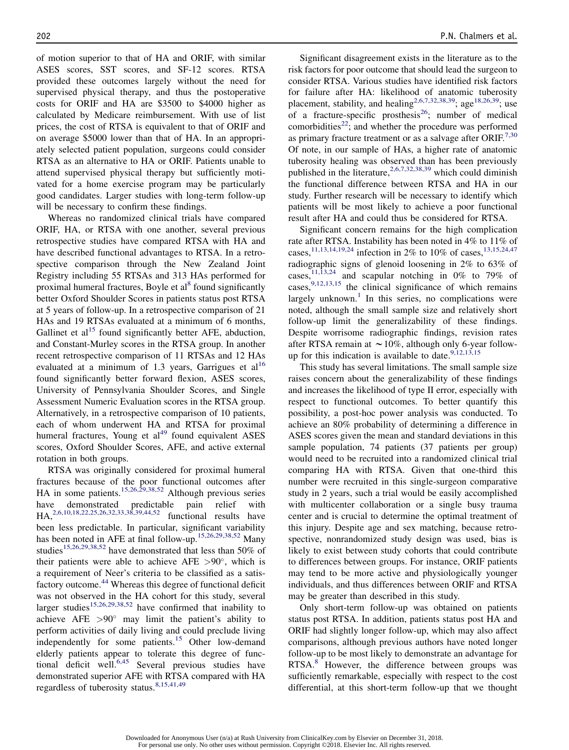of motion superior to that of HA and ORIF, with similar ASES scores, SST scores, and SF-12 scores. RTSA provided these outcomes largely without the need for supervised physical therapy, and thus the postoperative costs for ORIF and HA are $3500 to $4000 higher as calculated by Medicare reimbursement. With use of list prices, the cost of RTSA is equivalent to that of ORIF and on average $5000 lower than that of HA. In an appropriately selected patient population, surgeons could consider RTSA as an alternative to HA or ORIF. Patients unable to attend supervised physical therapy but sufficiently motivated for a home exercise program may be particularly good candidates. Larger studies with long-term follow-up will be necessary to confirm these findings.

Whereas no randomized clinical trials have compared ORIF, HA, or RTSA with one another, several previous retrospective studies have compared RTSA with HA and have described functional advantages to RTSA. In a retrospective comparison through the New Zealand Joint Registry including 55 RTSAs and 313 HAs performed for proximal humeral fractures, Boyle et al[8] found significantly better Oxford Shoulder Scores in patients status post RTSA at 5 years of follow-up. In a retrospective comparison of 21 HAs and 19 RTSAs evaluated at a minimum of 6 months, Gallinet et al[15] found significantly better AFE, abduction, and Constant-Murley scores in the RTSA group. In another recent retrospective comparison of 11 RTSAs and 12 HAs evaluated at a minimum of 1.3 years, Garrigues et al[16] found significantly better forward flexion, ASES scores, University of Pennsylvania Shoulder Scores, and Single Assessment Numeric Evaluation scores in the RTSA group. Alternatively, in a retrospective comparison of 10 patients, each of whom underwent HA and RTSA for proximal humeral fractures, Young et al[49] found equivalent ASES scores, Oxford Shoulder Scores, AFE, and active external rotation in both groups.

RTSA was originally considered for proximal humeral fractures because of the poor functional outcomes after HA in some patients.[15,26,29,38,52] Although previous series have demonstrated predictable pain relief with HA,[2,6,10,18,22,25,26,32,33,38,39,44,52] functional results have been less predictable. In particular, significant variability has been noted in AFE at final follow-up.[15,26,29,38,52] Many studies[15,26,29,38,52] have demonstrated that less than 50% of their patients were able to achieve AFE $>90^\circ$, which is a requirement of Neer's criteria to be classified as a satisfactory outcome.[44] Whereas this degree of functional deficit was not observed in the HA cohort for this study, several larger studies[15,26,29,38,52] have confirmed that inability to achieve AFE $>90^\circ$ may limit the patient's ability to perform activities of daily living and could preclude living independently for some patients.[15] Other low-demand elderly patients appear to tolerate this degree of functional deficit well.[6,45] Several previous studies have demonstrated superior AFE with RTSA compared with HA regardless of tuberosity status.[8,15,41,49]

Significant disagreement exists in the literature as to the risk factors for poor outcome that should lead the surgeon to consider RTSA. Various studies have identified risk factors for failure after HA: likelihood of anatomic tuberosity placement, stability, and healing[2,6,7,32,38,39]; age[18,26,39]; use of a fracture-specific prosthesis[26]; number of medical comorbidities[22]; and whether the procedure was performed as primary fracture treatment or as a salvage after ORIF.[7,30] Of note, in our sample of HAs, a higher rate of anatomic tuberosity healing was observed than has been previously published in the literature,[2,6,7,32,38,39] which could diminish the functional difference between RTSA and HA in our study. Further research will be necessary to identify which patients will be most likely to achieve a poor functional result after HA and could thus be considered for RTSA.

Significant concern remains for the high complication rate after RTSA. Instability has been noted in 4% to 11% of cases,[11,13,14,19,24] infection in 2% to 10% of cases,[13,15,24,47] radiographic signs of glenoid loosening in 2% to 63% of cases,[11,13,24] and scapular notching in 0% to 79% of cases,[9,12,13,15] the clinical significance of which remains largely unknown.[1] In this series, no complications were noted, although the small sample size and relatively short follow-up limit the generalizability of these findings. Despite worrisome radiographic findings, revision rates after RTSA remain at $\sim$10%, although only 6-year follow-up for this indication is available to date.[9,12,13,15]

This study has several limitations. The small sample size raises concern about the generalizability of these findings and increases the likelihood of type II error, especially with respect to functional outcomes. To better quantify this possibility, a post-hoc power analysis was conducted. To achieve an 80% probability of determining a difference in ASES scores given the mean and standard deviations in this sample population, 74 patients (37 patients per group) would need to be recruited into a randomized clinical trial comparing HA with RTSA. Given that one-third this number were recruited in this single-surgeon comparative study in 2 years, such a trial would be easily accomplished with multicenter collaboration or a single busy trauma center and is crucial to determine the optimal treatment of this injury. Despite age and sex matching, because retrospective, nonrandomized study design was used, bias is likely to exist between study cohorts that could contribute to differences between groups. For instance, ORIF patients may tend to be more active and physiologically younger individuals, and thus differences between ORIF and RTSA may be greater than described in this study.

Only short-term follow-up was obtained on patients status post RTSA. In addition, patients status post HA and ORIF had slightly longer follow-up, which may also affect comparisons, although previous authors have noted longer follow-up to be most likely to demonstrate an advantage for RTSA.[8] However, the difference between groups was sufficiently remarkable, especially with respect to the cost differential, at this short-term follow-up that we thought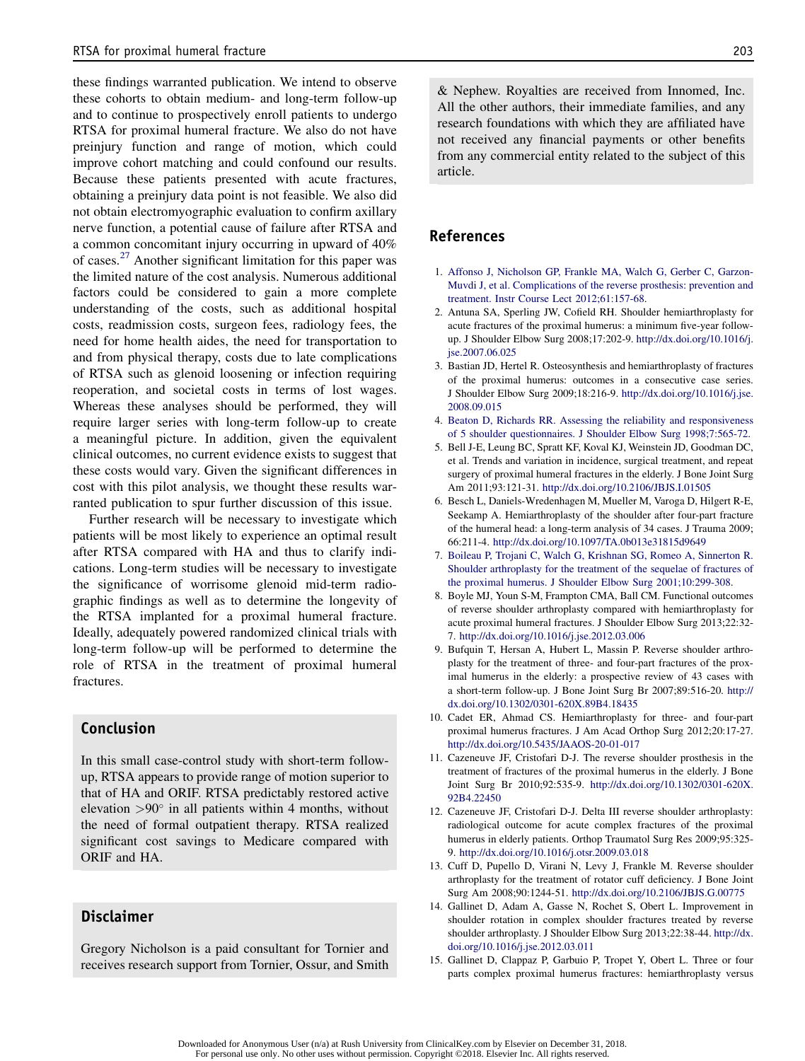these findings warranted publication. We intend to observe these cohorts to obtain medium- and long-term follow-up and to continue to prospectively enroll patients to undergo RTSA for proximal humeral fracture. We also do not have preinjury function and range of motion, which could improve cohort matching and could confound our results. Because these patients presented with acute fractures, obtaining a preinjury data point is not feasible. We also did not obtain electromyographic evaluation to confirm axillary nerve function, a potential cause of failure after RTSA and a common concomitant injury occurring in upward of 40% of cases.[27] Another significant limitation for this paper was the limited nature of the cost analysis. Numerous additional factors could be considered to gain a more complete understanding of the costs, such as additional hospital costs, readmission costs, surgeon fees, radiology fees, the need for home health aides, the need for transportation to and from physical therapy, costs due to late complications of RTSA such as glenoid loosening or infection requiring reoperation, and societal costs in terms of lost wages. Whereas these analyses should be performed, they will require larger series with long-term follow-up to create a meaningful picture. In addition, given the equivalent clinical outcomes, no current evidence exists to suggest that these costs would vary. Given the significant differences in cost with this pilot analysis, we thought these results warranted publication to spur further discussion of this issue.

Further research will be necessary to investigate which patients will be most likely to experience an optimal result after RTSA compared with HA and thus to clarify indications. Long-term studies will be necessary to investigate the significance of worrisome glenoid mid-term radiographic findings as well as to determine the longevity of the RTSA implanted for a proximal humeral fracture. Ideally, adequately powered randomized clinical trials with long-term follow-up will be performed to determine the role of RTSA in the treatment of proximal humeral fractures.

## Conclusion

In this small case-control study with short-term follow-up, RTSA appears to provide range of motion superior to that of HA and ORIF. RTSA predictably restored active elevation $>90^{\circ}$ in all patients within 4 months, without the need of formal outpatient therapy. RTSA realized significant cost savings to Medicare compared with ORIF and HA.

## Disclaimer

Gregory Nicholson is a paid consultant for Tornier and receives research support from Tornier, Ossur, and Smith & Nephew. Royalties are received from Innomed, Inc. All the other authors, their immediate families, and any research foundations with which they are affiliated have not received any financial payments or other benefits from any commercial entity related to the subject of this article.

## References

1. Affonso J, Nicholson GP, Frankle MA, Walch G, Gerber C, Garzon-Muvdi J, et al. Complications of the reverse prosthesis: prevention and treatment. Instr Course Lect 2012;61:157-68.
2. Antuna SA, Sperling JW, Cofield RH. Shoulder hemiarthroplasty for acute fractures of the proximal humerus: a minimum five-year follow-up. J Shoulder Elbow Surg 2008;17:202-9. http://dx.doi.org/10.1016/j.jse.2007.06.025
3. Bastian JD, Hertel R. Osteosynthesis and hemiarthroplasty of fractures of the proximal humerus: outcomes in a consecutive case series. J Shoulder Elbow Surg 2009;18:216-9. http://dx.doi.org/10.1016/j.jse.2008.09.015
4. Beaton D, Richards RR. Assessing the reliability and responsiveness of 5 shoulder questionnaires. J Shoulder Elbow Surg 1998;7:565-72.
5. Bell J-E, Leung BC, Spratt KF, Koval KJ, Weinstein JD, Goodman DC, et al. Trends and variation in incidence, surgical treatment, and repeat surgery of proximal humeral fractures in the elderly. J Bone Joint Surg Am 2011;93:121-31. http://dx.doi.org/10.2106/JBJS.I.01505
6. Besch L, Daniels-Wredenhagen M, Mueller M, Varoga D, Hilgert R-E, Seekamp A. Hemiarthroplasty of the shoulder after four-part fracture of the humeral head: a long-term analysis of 34 cases. J Trauma 2009; 66:211-4. http://dx.doi.org/10.1097/TA.0b013e31815d9649
7. Boileau P, Trojani C, Walch G, Krishnan SG, Romeo A, Sinnerton R. Shoulder arthroplasty for the treatment of the sequelae of fractures of the proximal humerus. J Shoulder Elbow Surg 2001;10:299-308.
8. Boyle MJ, Youn S-M, Frampton CMA, Ball CM. Functional outcomes of reverse shoulder arthroplasty compared with hemiarthroplasty for acute proximal humeral fractures. J Shoulder Elbow Surg 2013;22:32-7. http://dx.doi.org/10.1016/j.jse.2012.03.006
9. Bufquin T, Hersan A, Hubert L, Massin P. Reverse shoulder arthroplasty for the treatment of three- and four-part fractures of the proximal humerus in the elderly: a prospective review of 43 cases with a short-term follow-up. J Bone Joint Surg Br 2007;89:516-20. http://dx.doi.org/10.1302/0301-620X.89B4.18435
10. Cadet ER, Ahmad CS. Hemiarthroplasty for three- and four-part proximal humerus fractures. J Am Acad Orthop Surg 2012;20:17-27. http://dx.doi.org/10.5435/JAAOS-20-01-017
11. Cazeneuve JF, Cristofari D-J. The reverse shoulder prosthesis in the treatment of fractures of the proximal humerus in the elderly. J Bone Joint Surg Br 2010;92:535-9. http://dx.doi.org/10.1302/0301-620X.92B4.22450
12. Cazeneuve JF, Cristofari D-J. Delta III reverse shoulder arthroplasty: radiological outcome for acute complex fractures of the proximal humerus in elderly patients. Orthop Traumatol Surg Res 2009;95:325-9. http://dx.doi.org/10.1016/j.otsr.2009.03.018
13. Cuff D, Pupello D, Virani N, Levy J, Frankle M. Reverse shoulder arthroplasty for the treatment of rotator cuff deficiency. J Bone Joint Surg Am 2008;90:1244-51. http://dx.doi.org/10.2106/JBJS.G.00775
14. Gallinet D, Adam A, Gasse N, Rochet S, Obert L. Improvement in shoulder rotation in complex shoulder fractures treated by reverse shoulder arthroplasty. J Shoulder Elbow Surg 2013;22:38-44. http://dx.doi.org/10.1016/j.jse.2012.03.011
15. Gallinet D, Clappaz P, Garbuio P, Tropet Y, Obert L. Three or four parts complex proximal humerus fractures: hemiarthroplasty versus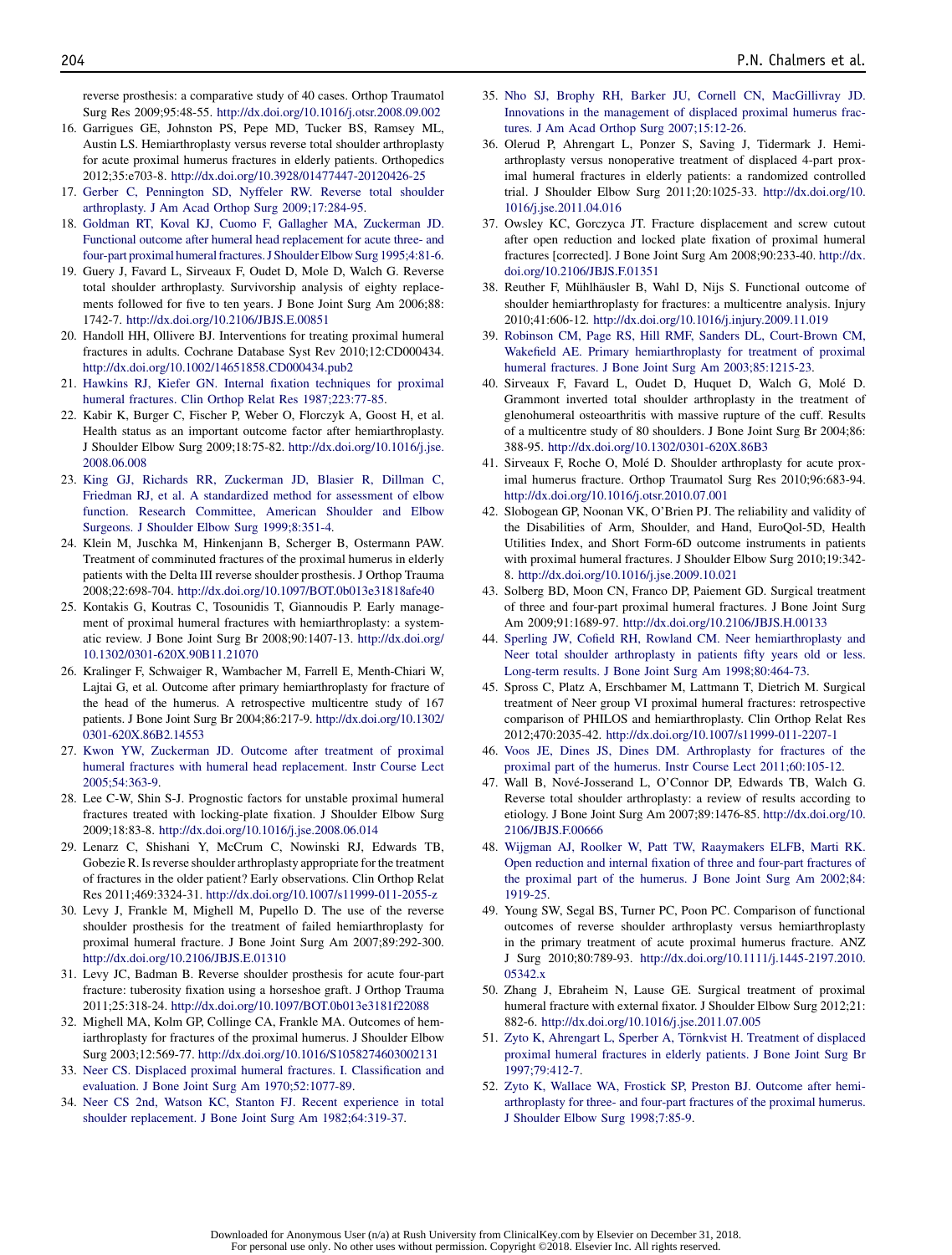reverse prosthesis: a comparative study of 40 cases. Orthop Traumatol Surg Res 2009;95:48-55. http://dx.doi.org/10.1016/j.otsr.2008.09.002

16. Garrigues GE, Johnston PS, Pepe MD, Tucker BS, Ramsey ML, Austin LS. Hemiarthroplasty versus reverse total shoulder arthroplasty for acute proximal humerus fractures in elderly patients. Orthopedics 2012;35:e703-8. http://dx.doi.org/10.3928/01477447-20120426-25
17. Gerber C, Pennington SD, Nyffeler RW. Reverse total shoulder arthroplasty. J Am Acad Orthop Surg 2009;17:284-95.
18. Goldman RT, Koval KJ, Cuomo F, Gallagher MA, Zuckerman JD. Functional outcome after humeral head replacement for acute three- and four-part proximal humeral fractures. J Shoulder Elbow Surg 1995;4:81-6.
19. Guery J, Favard L, Sirveaux F, Oudet D, Mole D, Walch G. Reverse total shoulder arthroplasty. Survivorship analysis of eighty replacements followed for five to ten years. J Bone Joint Surg Am 2006;88: 1742-7. http://dx.doi.org/10.2106/JBJS.E.00851
20. Handoll HH, Ollivere BJ. Interventions for treating proximal humeral fractures in adults. Cochrane Database Syst Rev 2010;12:CD000434. http://dx.doi.org/10.1002/14651858.CD000434.pub2
21. Hawkins RJ, Kiefer GN. Internal fixation techniques for proximal humeral fractures. Clin Orthop Relat Res 1987;223:77-85.
22. Kabir K, Burger C, Fischer P, Weber O, Florczyk A, Goost H, et al. Health status as an important outcome factor after hemiarthroplasty. J Shoulder Elbow Surg 2009;18:75-82. http://dx.doi.org/10.1016/j.jse.2008.06.008
23. King GJ, Richards RR, Zuckerman JD, Blasier R, Dillman C, Friedman RJ, et al. A standardized method for assessment of elbow function. Research Committee, American Shoulder and Elbow Surgeons. J Shoulder Elbow Surg 1999;8:351-4.
24. Klein M, Juschka M, Hinkenjann B, Scherger B, Ostermann PAW. Treatment of comminuted fractures of the proximal humerus in elderly patients with the Delta III reverse shoulder prosthesis. J Orthop Trauma 2008;22:698-704. http://dx.doi.org/10.1097/BOT.0b013e31818afe40
25. Kontakis G, Koutras C, Tosounidis T, Giannoudis P. Early management of proximal humeral fractures with hemiarthroplasty: a systematic review. J Bone Joint Surg Br 2008;90:1407-13. http://dx.doi.org/10.1302/0301-620X.90B11.21070
26. Kralinger F, Schwaiger R, Wambacher M, Farrell E, Menth-Chiari W, Lajtai G, et al. Outcome after primary hemiarthroplasty for fracture of the head of the humerus. A retrospective multicentre study of 167 patients. J Bone Joint Surg Br 2004;86:217-9. http://dx.doi.org/10.1302/0301-620X.86B2.14553
27. Kwon YW, Zuckerman JD. Outcome after treatment of proximal humeral fractures with humeral head replacement. Instr Course Lect 2005;54:363-9.
28. Lee C-W, Shin S-J. Prognostic factors for unstable proximal humeral fractures treated with locking-plate fixation. J Shoulder Elbow Surg 2009;18:83-8. http://dx.doi.org/10.1016/j.jse.2008.06.014
29. Lenarz C, Shishani Y, McCrum C, Nowinski RJ, Edwards TB, Gobezie R. Is reverse shoulder arthroplasty appropriate for the treatment of fractures in the older patient? Early observations. Clin Orthop Relat Res 2011;469:3324-31. http://dx.doi.org/10.1007/s11999-011-2055-z
30. Levy J, Frankle M, Mighell M, Pupello D. The use of the reverse shoulder prosthesis for the treatment of failed hemiarthroplasty for proximal humeral fracture. J Bone Joint Surg Am 2007;89:292-300. http://dx.doi.org/10.2106/JBJS.E.01310
31. Levy JC, Badman B. Reverse shoulder prosthesis for acute four-part fracture: tuberosity fixation using a horseshoe graft. J Orthop Trauma 2011;25:318-24. http://dx.doi.org/10.1097/BOT.0b013e3181f22088
32. Mighell MA, Kolm GP, Collinge CA, Frankle MA. Outcomes of hemiarthroplasty for fractures of the proximal humerus. J Shoulder Elbow Surg 2003;12:569-77. http://dx.doi.org/10.1016/S1058274603002131
33. Neer CS. Displaced proximal humeral fractures. I. Classification and evaluation. J Bone Joint Surg Am 1970;52:1077-89.
34. Neer CS 2nd, Watson KC, Stanton FJ. Recent experience in total shoulder replacement. J Bone Joint Surg Am 1982;64:319-37.
35. Nho SJ, Brophy RH, Barker JU, Cornell CN, MacGillivray JD. Innovations in the management of displaced proximal humerus fractures. J Am Acad Orthop Surg 2007;15:12-26.
36. Olerud P, Ahrengart L, Ponzer S, Saving J, Tidermark J. Hemiarthroplasty versus nonoperative treatment of displaced 4-part proximal humeral fractures in elderly patients: a randomized controlled trial. J Shoulder Elbow Surg 2011;20:1025-33. http://dx.doi.org/10.1016/j.jse.2011.04.016
37. Owsley KC, Gorczyca JT. Fracture displacement and screw cutout after open reduction and locked plate fixation of proximal humeral fractures [corrected]. J Bone Joint Surg Am 2008;90:233-40. http://dx.doi.org/10.2106/JBJS.F.01351
38. Reuther F, Mühlhäusler B, Wahl D, Nijs S. Functional outcome of shoulder hemiarthroplasty for fractures: a multicentre analysis. Injury 2010;41:606-12. http://dx.doi.org/10.1016/j.injury.2009.11.019
39. Robinson CM, Page RS, Hill RMF, Sanders DL, Court-Brown CM, Wakefield AE. Primary hemiarthroplasty for treatment of proximal humeral fractures. J Bone Joint Surg Am 2003;85:1215-23.
40. Sirveaux F, Favard L, Oudet D, Huquet D, Walch G, Molé D. Grammont inverted total shoulder arthroplasty in the treatment of glenohumeral osteoarthritis with massive rupture of the cuff. Results of a multicentre study of 80 shoulders. J Bone Joint Surg Br 2004;86: 388-95. http://dx.doi.org/10.1302/0301-620X.86B3
41. Sirveaux F, Roche O, Molé D. Shoulder arthroplasty for acute proximal humerus fracture. Orthop Traumatol Surg Res 2010;96:683-94. http://dx.doi.org/10.1016/j.otsr.2010.07.001
42. Slobogean GP, Noonan VK, O'Brien PJ. The reliability and validity of the Disabilities of Arm, Shoulder, and Hand, EuroQol-5D, Health Utilities Index, and Short Form-6D outcome instruments in patients with proximal humeral fractures. J Shoulder Elbow Surg 2010;19:342-8. http://dx.doi.org/10.1016/j.jse.2009.10.021
43. Solberg BD, Moon CN, Franco DP, Paiement GD. Surgical treatment of three and four-part proximal humeral fractures. J Bone Joint Surg Am 2009;91:1689-97. http://dx.doi.org/10.2106/JBJS.H.00133
44. Sperling JW, Cofield RH, Rowland CM. Neer hemiarthroplasty and Neer total shoulder arthroplasty in patients fifty years old or less. Long-term results. J Bone Joint Surg Am 1998;80:464-73.
45. Spross C, Platz A, Erschbamer M, Lattmann T, Dietrich M. Surgical treatment of Neer group VI proximal humeral fractures: retrospective comparison of PHILOS and hemiarthroplasty. Clin Orthop Relat Res 2012;470:2035-42. http://dx.doi.org/10.1007/s11999-011-2207-1
46. Voos JE, Dines JS, Dines DM. Arthroplasty for fractures of the proximal part of the humerus. Instr Course Lect 2011;60:105-12.
47. Wall B, Nové-Josserand L, O'Connor DP, Edwards TB, Walch G. Reverse total shoulder arthroplasty: a review of results according to etiology. J Bone Joint Surg Am 2007;89:1476-85. http://dx.doi.org/10.2106/JBJS.F.00666
48. Wijgman AJ, Roolker W, Patt TW, Raaymakers ELFB, Marti RK. Open reduction and internal fixation of three and four-part fractures of the proximal part of the humerus. J Bone Joint Surg Am 2002;84: 1919-25.
49. Young SW, Segal BS, Turner PC, Poon PC. Comparison of functional outcomes of reverse shoulder arthroplasty versus hemiarthroplasty in the primary treatment of acute proximal humerus fracture. ANZ J Surg 2010;80:789-93. http://dx.doi.org/10.1111/j.1445-2197.2010.05342.x
50. Zhang J, Ebraheim N, Lause GE. Surgical treatment of proximal humeral fracture with external fixator. J Shoulder Elbow Surg 2012;21: 882-6. http://dx.doi.org/10.1016/j.jse.2011.07.005
51. Zyto K, Ahrengart L, Sperber A, Törnkvist H. Treatment of displaced proximal humeral fractures in elderly patients. J Bone Joint Surg Br 1997;79:412-7.
52. Zyto K, Wallace WA, Frostick SP, Preston BJ. Outcome after hemiarthroplasty for three- and four-part fractures of the proximal humerus. J Shoulder Elbow Surg 1998;7:85-9.